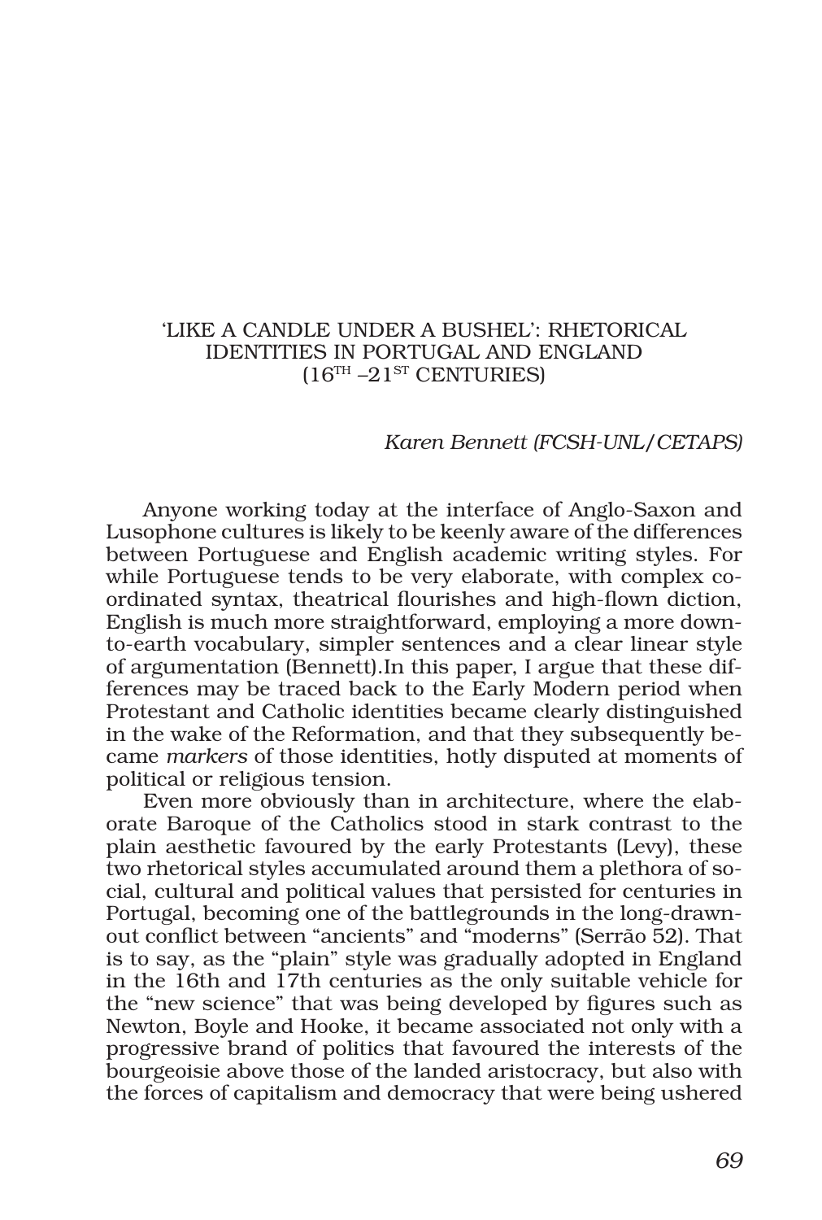# 'LIKE A CANDLE UNDER A BUSHEL': RHETORICAL IDENTITIES IN PORTUGAL AND ENGLAND ($16^{TH}$ –$21^{ST}$ CENTURIES)

*Karen Bennett (FCSH-UNL/CETAPS)*

Anyone working today at the interface of Anglo-Saxon and Lusophone cultures is likely to be keenly aware of the differences between Portuguese and English academic writing styles. For while Portuguese tends to be very elaborate, with complex co-ordinated syntax, theatrical flourishes and high-flown diction, English is much more straightforward, employing a more down-to-earth vocabulary, simpler sentences and a clear linear style of argumentation (Bennett).In this paper, I argue that these differences may be traced back to the Early Modern period when Protestant and Catholic identities became clearly distinguished in the wake of the Reformation, and that they subsequently became *markers* of those identities, hotly disputed at moments of political or religious tension.

Even more obviously than in architecture, where the elaborate Baroque of the Catholics stood in stark contrast to the plain aesthetic favoured by the early Protestants (Levy), these two rhetorical styles accumulated around them a plethora of social, cultural and political values that persisted for centuries in Portugal, becoming one of the battlegrounds in the long-drawn-out conflict between "ancients" and "moderns" (Serrão 52). That is to say, as the "plain" style was gradually adopted in England in the 16th and 17th centuries as the only suitable vehicle for the "new science" that was being developed by figures such as Newton, Boyle and Hooke, it became associated not only with a progressive brand of politics that favoured the interests of the bourgeoisie above those of the landed aristocracy, but also with the forces of capitalism and democracy that were being ushered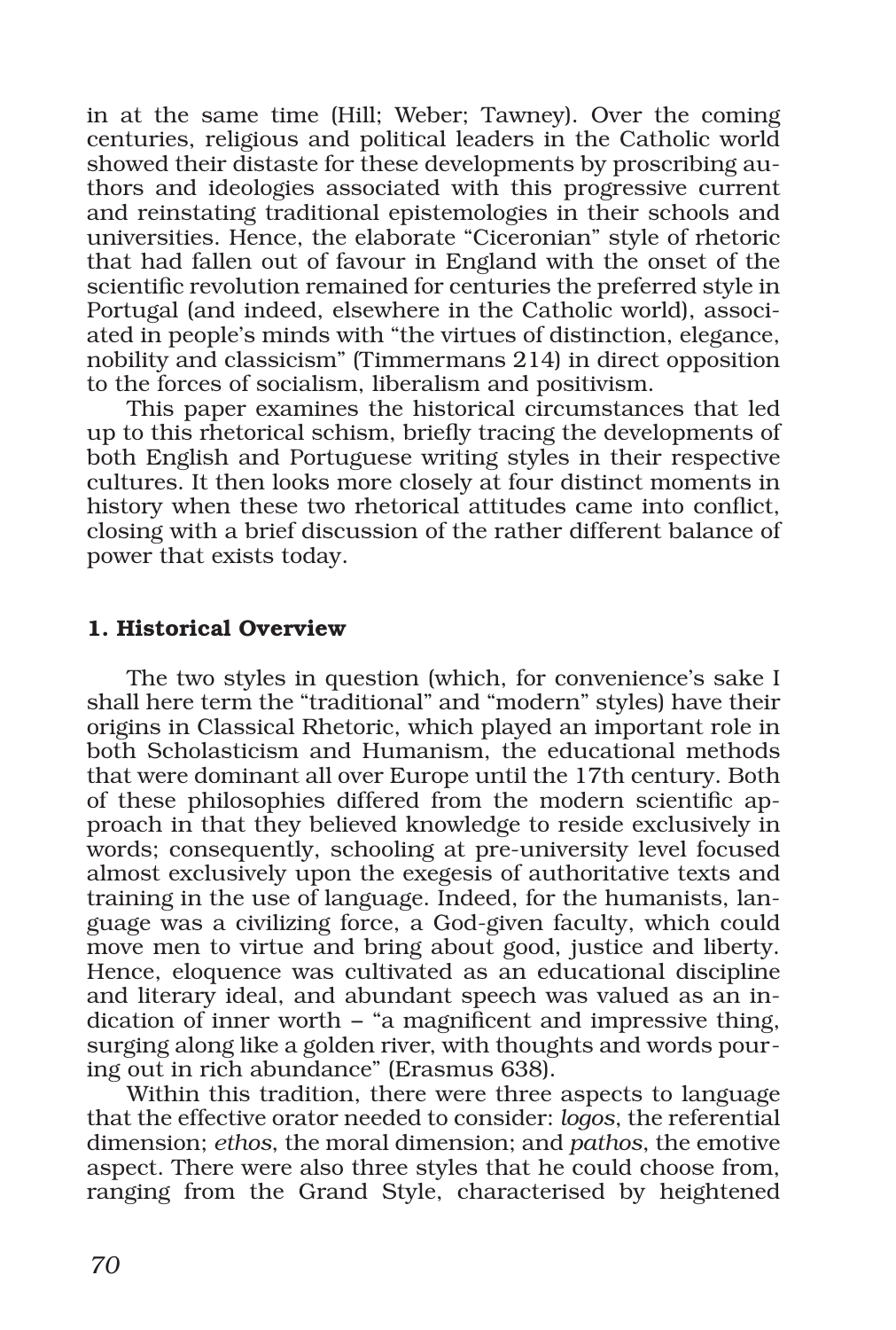in at the same time (Hill; Weber; Tawney). Over the coming centuries, religious and political leaders in the Catholic world showed their distaste for these developments by proscribing authors and ideologies associated with this progressive current and reinstating traditional epistemologies in their schools and universities. Hence, the elaborate "Ciceronian" style of rhetoric that had fallen out of favour in England with the onset of the scientific revolution remained for centuries the preferred style in Portugal (and indeed, elsewhere in the Catholic world), associated in people's minds with "the virtues of distinction, elegance, nobility and classicism" (Timmermans 214) in direct opposition to the forces of socialism, liberalism and positivism.

This paper examines the historical circumstances that led up to this rhetorical schism, briefly tracing the developments of both English and Portuguese writing styles in their respective cultures. It then looks more closely at four distinct moments in history when these two rhetorical attitudes came into conflict, closing with a brief discussion of the rather different balance of power that exists today.

## 1. Historical Overview

The two styles in question (which, for convenience's sake I shall here term the "traditional" and "modern" styles) have their origins in Classical Rhetoric, which played an important role in both Scholasticism and Humanism, the educational methods that were dominant all over Europe until the 17th century. Both of these philosophies differed from the modern scientific approach in that they believed knowledge to reside exclusively in words; consequently, schooling at pre-university level focused almost exclusively upon the exegesis of authoritative texts and training in the use of language. Indeed, for the humanists, language was a civilizing force, a God-given faculty, which could move men to virtue and bring about good, justice and liberty. Hence, eloquence was cultivated as an educational discipline and literary ideal, and abundant speech was valued as an indication of inner worth – "a magnificent and impressive thing, surging along like a golden river, with thoughts and words pouring out in rich abundance" (Erasmus 638).

Within this tradition, there were three aspects to language that the effective orator needed to consider: *logos*, the referential dimension; *ethos*, the moral dimension; and *pathos*, the emotive aspect. There were also three styles that he could choose from, ranging from the Grand Style, characterised by heightened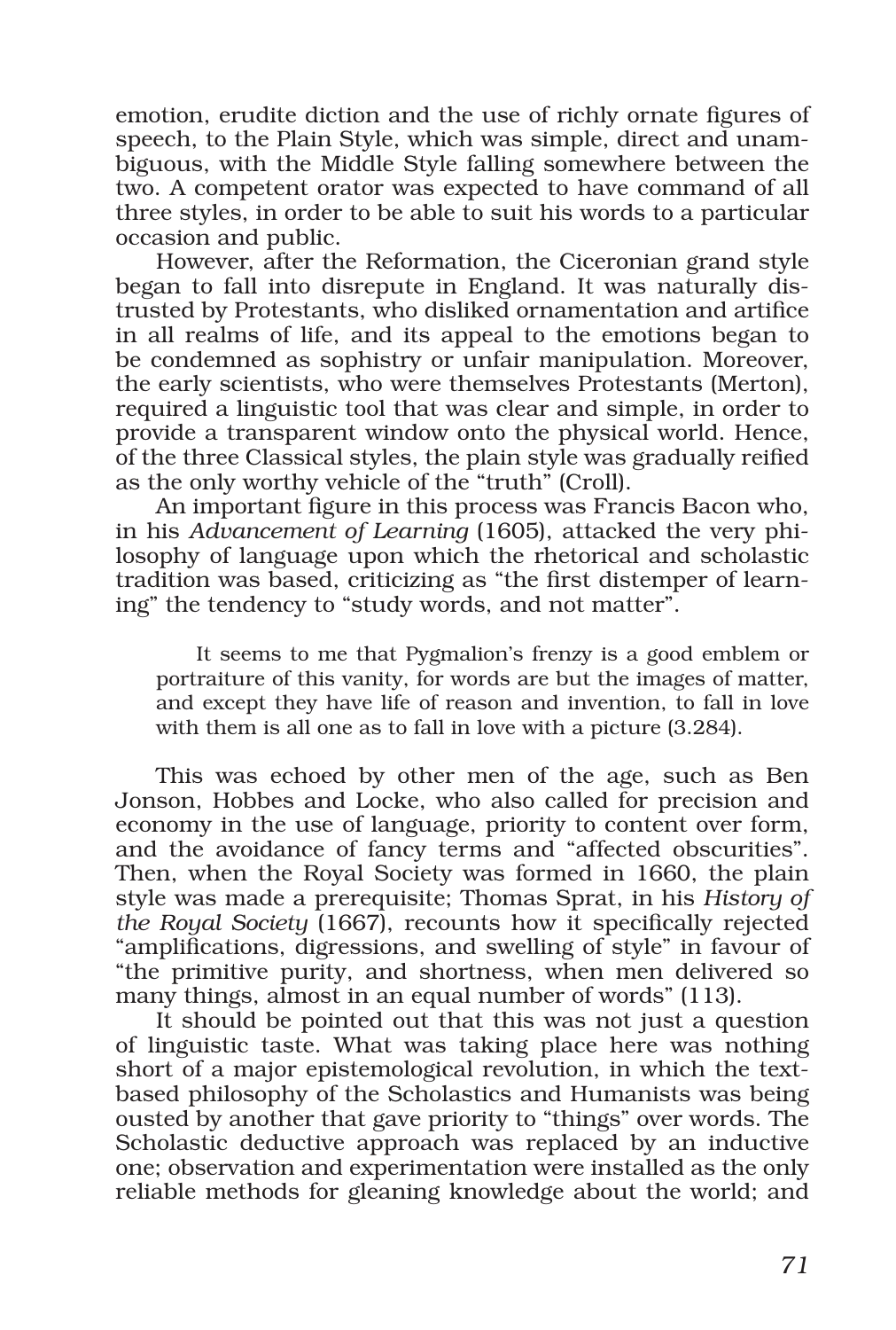emotion, erudite diction and the use of richly ornate figures of speech, to the Plain Style, which was simple, direct and unambiguous, with the Middle Style falling somewhere between the two. A competent orator was expected to have command of all three styles, in order to be able to suit his words to a particular occasion and public.

However, after the Reformation, the Ciceronian grand style began to fall into disrepute in England. It was naturally distrusted by Protestants, who disliked ornamentation and artifice in all realms of life, and its appeal to the emotions began to be condemned as sophistry or unfair manipulation. Moreover, the early scientists, who were themselves Protestants (Merton), required a linguistic tool that was clear and simple, in order to provide a transparent window onto the physical world. Hence, of the three Classical styles, the plain style was gradually reified as the only worthy vehicle of the "truth" (Croll).

An important figure in this process was Francis Bacon who, in his *Advancement of Learning* (1605), attacked the very philosophy of language upon which the rhetorical and scholastic tradition was based, criticizing as "the first distemper of learning" the tendency to "study words, and not matter".

> It seems to me that Pygmalion's frenzy is a good emblem or portraiture of this vanity, for words are but the images of matter, and except they have life of reason and invention, to fall in love with them is all one as to fall in love with a picture (3.284).

This was echoed by other men of the age, such as Ben Jonson, Hobbes and Locke, who also called for precision and economy in the use of language, priority to content over form, and the avoidance of fancy terms and "affected obscurities". Then, when the Royal Society was formed in 1660, the plain style was made a prerequisite; Thomas Sprat, in his *History of the Royal Society* (1667), recounts how it specifically rejected "amplifications, digressions, and swelling of style" in favour of "the primitive purity, and shortness, when men delivered so many things, almost in an equal number of words" (113).

It should be pointed out that this was not just a question of linguistic taste. What was taking place here was nothing short of a major epistemological revolution, in which the text-based philosophy of the Scholastics and Humanists was being ousted by another that gave priority to "things" over words. The Scholastic deductive approach was replaced by an inductive one; observation and experimentation were installed as the only reliable methods for gleaning knowledge about the world; and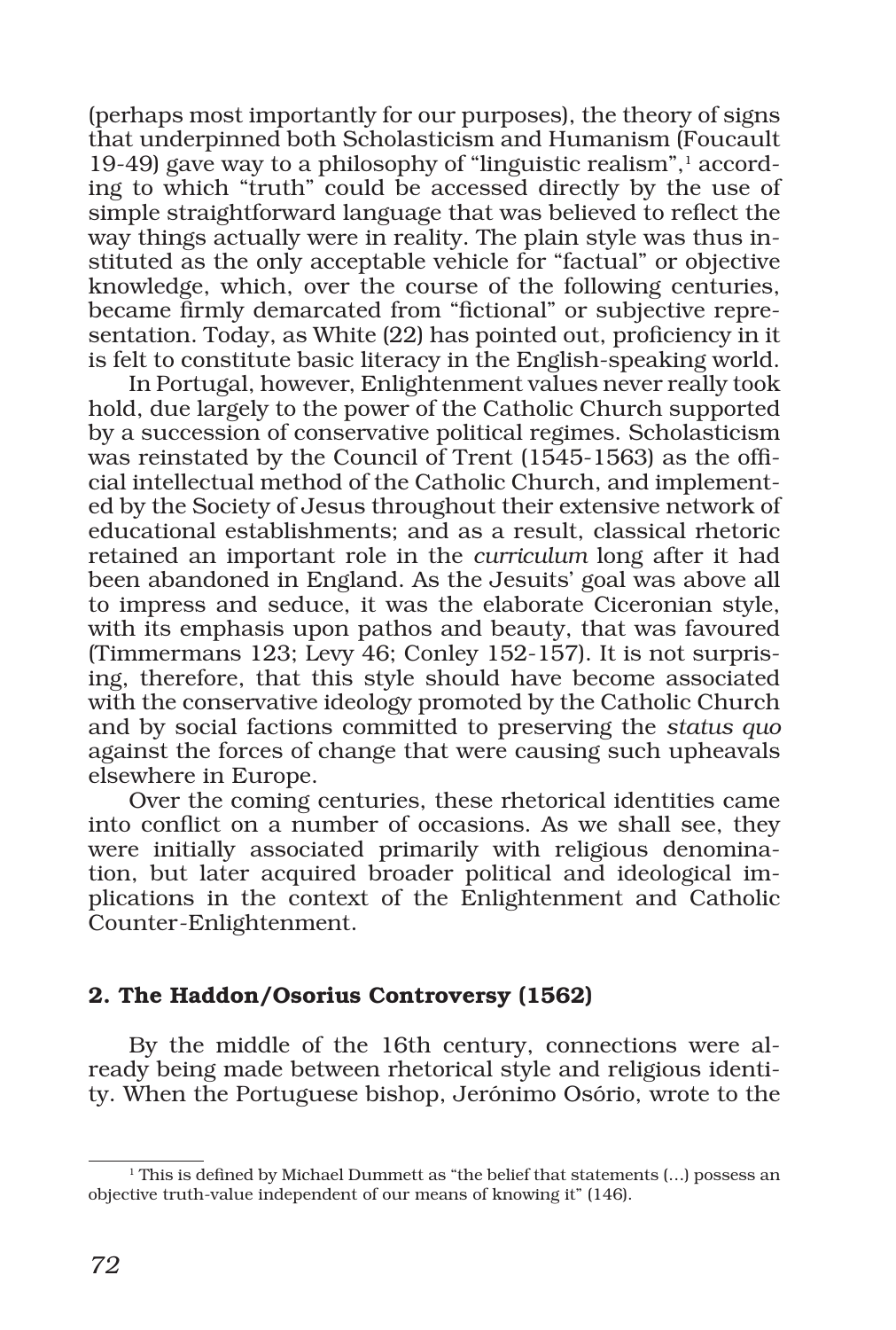(perhaps most importantly for our purposes), the theory of signs that underpinned both Scholasticism and Humanism (Foucault 19-49) gave way to a philosophy of "linguistic realism",[1] according to which "truth" could be accessed directly by the use of simple straightforward language that was believed to reflect the way things actually were in reality. The plain style was thus instituted as the only acceptable vehicle for "factual" or objective knowledge, which, over the course of the following centuries, became firmly demarcated from "fictional" or subjective representation. Today, as White (22) has pointed out, proficiency in it is felt to constitute basic literacy in the English-speaking world.

In Portugal, however, Enlightenment values never really took hold, due largely to the power of the Catholic Church supported by a succession of conservative political regimes. Scholasticism was reinstated by the Council of Trent (1545-1563) as the official intellectual method of the Catholic Church, and implemented by the Society of Jesus throughout their extensive network of educational establishments; and as a result, classical rhetoric retained an important role in the *curriculum* long after it had been abandoned in England. As the Jesuits' goal was above all to impress and seduce, it was the elaborate Ciceronian style, with its emphasis upon pathos and beauty, that was favoured (Timmermans 123; Levy 46; Conley 152-157). It is not surprising, therefore, that this style should have become associated with the conservative ideology promoted by the Catholic Church and by social factions committed to preserving the *status quo* against the forces of change that were causing such upheavals elsewhere in Europe.

Over the coming centuries, these rhetorical identities came into conflict on a number of occasions. As we shall see, they were initially associated primarily with religious denomination, but later acquired broader political and ideological implications in the context of the Enlightenment and Catholic Counter-Enlightenment.

## 2. The Haddon/Osorius Controversy (1562)

By the middle of the 16th century, connections were already being made between rhetorical style and religious identity. When the Portuguese bishop, Jerónimo Osório, wrote to the

[1] This is defined by Michael Dummett as "the belief that statements (...) possess an objective truth-value independent of our means of knowing it" (146).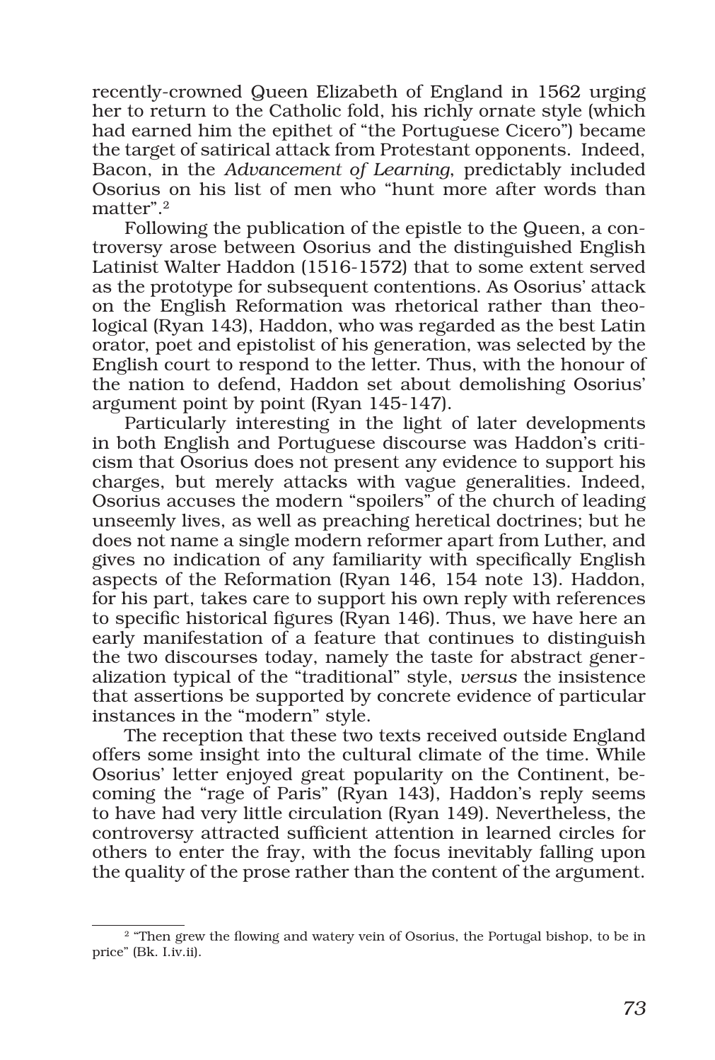recently-crowned Queen Elizabeth of England in 1562 urging her to return to the Catholic fold, his richly ornate style (which had earned him the epithet of "the Portuguese Cicero") became the target of satirical attack from Protestant opponents. Indeed, Bacon, in the *Advancement of Learning*, predictably included Osorius on his list of men who "hunt more after words than matter".[2]

Following the publication of the epistle to the Queen, a controversy arose between Osorius and the distinguished English Latinist Walter Haddon (1516-1572) that to some extent served as the prototype for subsequent contentions. As Osorius' attack on the English Reformation was rhetorical rather than theological (Ryan 143), Haddon, who was regarded as the best Latin orator, poet and epistolist of his generation, was selected by the English court to respond to the letter. Thus, with the honour of the nation to defend, Haddon set about demolishing Osorius' argument point by point (Ryan 145-147).

Particularly interesting in the light of later developments in both English and Portuguese discourse was Haddon's criticism that Osorius does not present any evidence to support his charges, but merely attacks with vague generalities. Indeed, Osorius accuses the modern "spoilers" of the church of leading unseemly lives, as well as preaching heretical doctrines; but he does not name a single modern reformer apart from Luther, and gives no indication of any familiarity with specifically English aspects of the Reformation (Ryan 146, 154 note 13). Haddon, for his part, takes care to support his own reply with references to specific historical figures (Ryan 146). Thus, we have here an early manifestation of a feature that continues to distinguish the two discourses today, namely the taste for abstract generalization typical of the "traditional" style, *versus* the insistence that assertions be supported by concrete evidence of particular instances in the "modern" style.

The reception that these two texts received outside England offers some insight into the cultural climate of the time. While Osorius' letter enjoyed great popularity on the Continent, becoming the "rage of Paris" (Ryan 143), Haddon's reply seems to have had very little circulation (Ryan 149). Nevertheless, the controversy attracted sufficient attention in learned circles for others to enter the fray, with the focus inevitably falling upon the quality of the prose rather than the content of the argument.

[2] "Then grew the flowing and watery vein of Osorius, the Portugal bishop, to be in price" (Bk. I.iv.ii).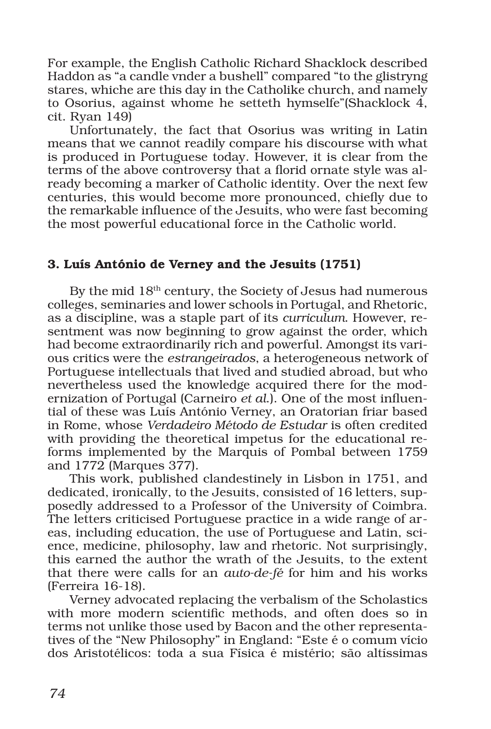For example, the English Catholic Richard Shacklock described Haddon as "a candle vnder a bushell" compared "to the glistryng stares, whiche are this day in the Catholike church, and namely to Osorius, against whome he setteth hymselfe"(Shacklock 4, cit. Ryan 149)

Unfortunately, the fact that Osorius was writing in Latin means that we cannot readily compare his discourse with what is produced in Portuguese today. However, it is clear from the terms of the above controversy that a florid ornate style was already becoming a marker of Catholic identity. Over the next few centuries, this would become more pronounced, chiefly due to the remarkable influence of the Jesuits, who were fast becoming the most powerful educational force in the Catholic world.

### 3. Luís António de Verney and the Jesuits (1751)

By the mid 18th century, the Society of Jesus had numerous colleges, seminaries and lower schools in Portugal, and Rhetoric, as a discipline, was a staple part of its *curriculum*. However, resentment was now beginning to grow against the order, which had become extraordinarily rich and powerful. Amongst its various critics were the *estrangeirados*, a heterogeneous network of Portuguese intellectuals that lived and studied abroad, but who nevertheless used the knowledge acquired there for the modernization of Portugal (Carneiro *et al*.). One of the most influential of these was Luís António Verney, an Oratorian friar based in Rome, whose *Verdadeiro Método de Estudar* is often credited with providing the theoretical impetus for the educational reforms implemented by the Marquis of Pombal between 1759 and 1772 (Marques 377).

This work, published clandestinely in Lisbon in 1751, and dedicated, ironically, to the Jesuits, consisted of 16 letters, supposedly addressed to a Professor of the University of Coimbra. The letters criticised Portuguese practice in a wide range of areas, including education, the use of Portuguese and Latin, science, medicine, philosophy, law and rhetoric. Not surprisingly, this earned the author the wrath of the Jesuits, to the extent that there were calls for an *auto-de-fé* for him and his works (Ferreira 16-18).

Verney advocated replacing the verbalism of the Scholastics with more modern scientific methods, and often does so in terms not unlike those used by Bacon and the other representatives of the "New Philosophy" in England: "Este é o comum vício dos Aristotélicos: toda a sua Física é mistério; são altíssimas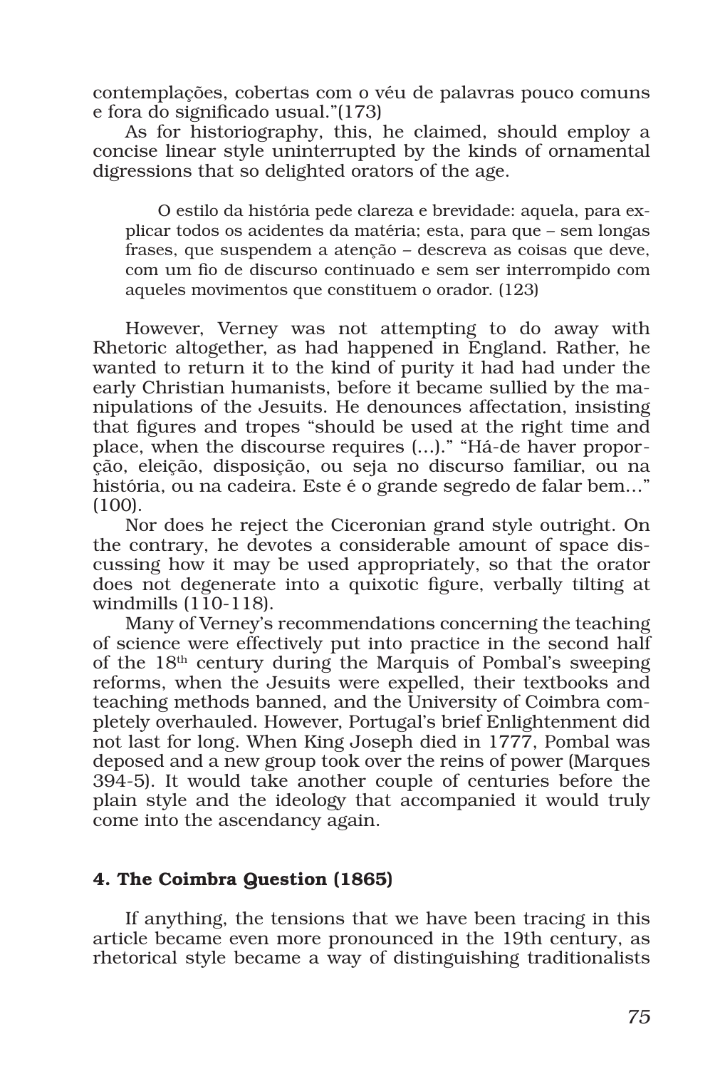contemplações, cobertas com o véu de palavras pouco comuns e fora do significado usual."(173)

As for historiography, this, he claimed, should employ a concise linear style uninterrupted by the kinds of ornamental digressions that so delighted orators of the age.

> O estilo da história pede clareza e brevidade: aquela, para explicar todos os acidentes da matéria; esta, para que – sem longas frases, que suspendem a atenção – descreva as coisas que deve, com um fio de discurso continuado e sem ser interrompido com aqueles movimentos que constituem o orador. (123)

However, Verney was not attempting to do away with Rhetoric altogether, as had happened in England. Rather, he wanted to return it to the kind of purity it had had under the early Christian humanists, before it became sullied by the manipulations of the Jesuits. He denounces affectation, insisting that figures and tropes "should be used at the right time and place, when the discourse requires (...)." "Há-de haver proporção, eleição, disposição, ou seja no discurso familiar, ou na história, ou na cadeira. Este é o grande segredo de falar bem..." (100).

Nor does he reject the Ciceronian grand style outright. On the contrary, he devotes a considerable amount of space discussing how it may be used appropriately, so that the orator does not degenerate into a quixotic figure, verbally tilting at windmills (110-118).

Many of Verney's recommendations concerning the teaching of science were effectively put into practice in the second half of the 18th century during the Marquis of Pombal's sweeping reforms, when the Jesuits were expelled, their textbooks and teaching methods banned, and the University of Coimbra completely overhauled. However, Portugal's brief Enlightenment did not last for long. When King Joseph died in 1777, Pombal was deposed and a new group took over the reins of power (Marques 394-5). It would take another couple of centuries before the plain style and the ideology that accompanied it would truly come into the ascendancy again.

## 4. The Coimbra Question (1865)

If anything, the tensions that we have been tracing in this article became even more pronounced in the 19th century, as rhetorical style became a way of distinguishing traditionalists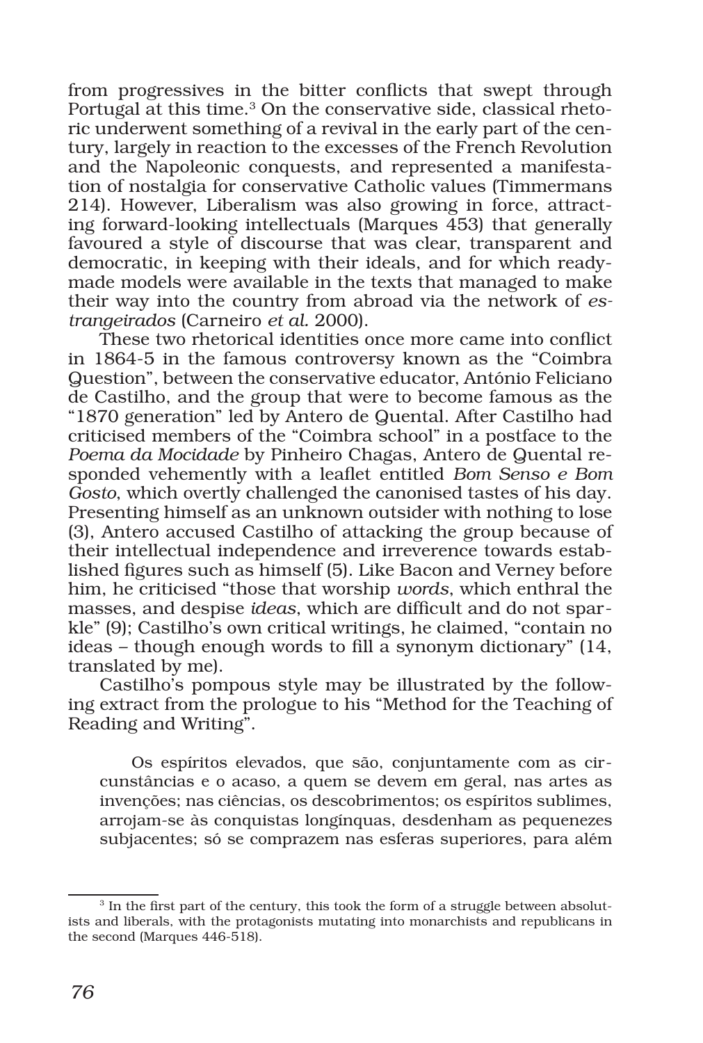from progressives in the bitter conflicts that swept through Portugal at this time.[3] On the conservative side, classical rhetoric underwent something of a revival in the early part of the century, largely in reaction to the excesses of the French Revolution and the Napoleonic conquests, and represented a manifestation of nostalgia for conservative Catholic values (Timmermans 214). However, Liberalism was also growing in force, attracting forward-looking intellectuals (Marques 453) that generally favoured a style of discourse that was clear, transparent and democratic, in keeping with their ideals, and for which ready-made models were available in the texts that managed to make their way into the country from abroad via the network of *estrangeirados* (Carneiro *et al.* 2000).

These two rhetorical identities once more came into conflict in 1864-5 in the famous controversy known as the "Coimbra Question", between the conservative educator, António Feliciano de Castilho, and the group that were to become famous as the "1870 generation" led by Antero de Quental. After Castilho had criticised members of the "Coimbra school" in a postface to the *Poema da Mocidade* by Pinheiro Chagas, Antero de Quental responded vehemently with a leaflet entitled *Bom Senso e Bom Gosto*, which overtly challenged the canonised tastes of his day. Presenting himself as an unknown outsider with nothing to lose (3), Antero accused Castilho of attacking the group because of their intellectual independence and irreverence towards established figures such as himself (5). Like Bacon and Verney before him, he criticised "those that worship *words*, which enthral the masses, and despise *ideas*, which are difficult and do not sparkle" (9); Castilho's own critical writings, he claimed, "contain no ideas – though enough words to fill a synonym dictionary" (14, translated by me).

Castilho's pompous style may be illustrated by the following extract from the prologue to his "Method for the Teaching of Reading and Writing".

> Os espíritos elevados, que são, conjuntamente com as circunstâncias e o acaso, a quem se devem em geral, nas artes as invenções; nas ciências, os descobrimentos; os espíritos sublimes, arrojam-se às conquistas longínquas, desdenham as pequenezes subjacentes; só se comprazem nas esferas superiores, para além

[3] In the first part of the century, this took the form of a struggle between absolutists and liberals, with the protagonists mutating into monarchists and republicans in the second (Marques 446-518).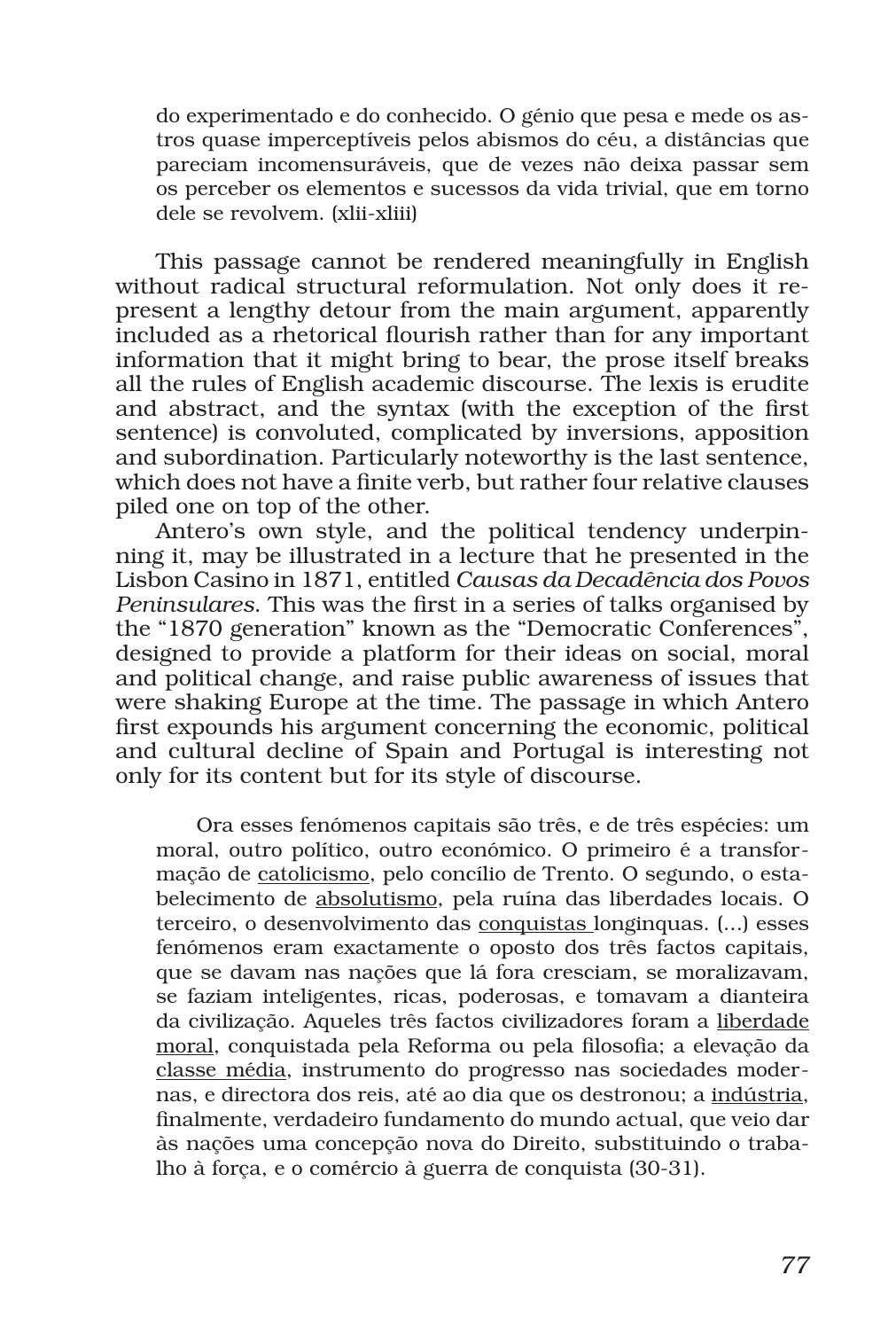> do experimentado e do conhecido. O génio que pesa e mede os astros quase imperceptíveis pelos abismos do céu, a distâncias que pareciam incomensuráveis, que de vezes não deixa passar sem os perceber os elementos e sucessos da vida trivial, que em torno dele se revolvem. (xlii-xliii)

This passage cannot be rendered meaningfully in English without radical structural reformulation. Not only does it represent a lengthy detour from the main argument, apparently included as a rhetorical flourish rather than for any important information that it might bring to bear, the prose itself breaks all the rules of English academic discourse. The lexis is erudite and abstract, and the syntax (with the exception of the first sentence) is convoluted, complicated by inversions, apposition and subordination. Particularly noteworthy is the last sentence, which does not have a finite verb, but rather four relative clauses piled one on top of the other.

Antero's own style, and the political tendency underpinning it, may be illustrated in a lecture that he presented in the Lisbon Casino in 1871, entitled *Causas da Decadência dos Povos Peninsulares*. This was the first in a series of talks organised by the "1870 generation" known as the "Democratic Conferences", designed to provide a platform for their ideas on social, moral and political change, and raise public awareness of issues that were shaking Europe at the time. The passage in which Antero first expounds his argument concerning the economic, political and cultural decline of Spain and Portugal is interesting not only for its content but for its style of discourse.

> Ora esses fenómenos capitais são três, e de três espécies: um moral, outro político, outro económico. O primeiro é a transformação de <u>catolicismo</u>, pelo concílio de Trento. O segundo, o estabelecimento de <u>absolutismo</u>, pela ruína das liberdades locais. O terceiro, o desenvolvimento das <u>conquistas</u> longinquas. (...) esses fenómenos eram exactamente o oposto dos três factos capitais, que se davam nas nações que lá fora cresciam, se moralizavam, se faziam inteligentes, ricas, poderosas, e tomavam a dianteira da civilização. Aqueles três factos civilizadores foram a <u>liberdade moral</u>, conquistada pela Reforma ou pela filosofia; a elevação da <u>classe média</u>, instrumento do progresso nas sociedades modernas, e directora dos reis, até ao dia que os destronou; a <u>indústria</u>, finalmente, verdadeiro fundamento do mundo actual, que veio dar às nações uma concepção nova do Direito, substituindo o trabalho à força, e o comércio à guerra de conquista (30-31).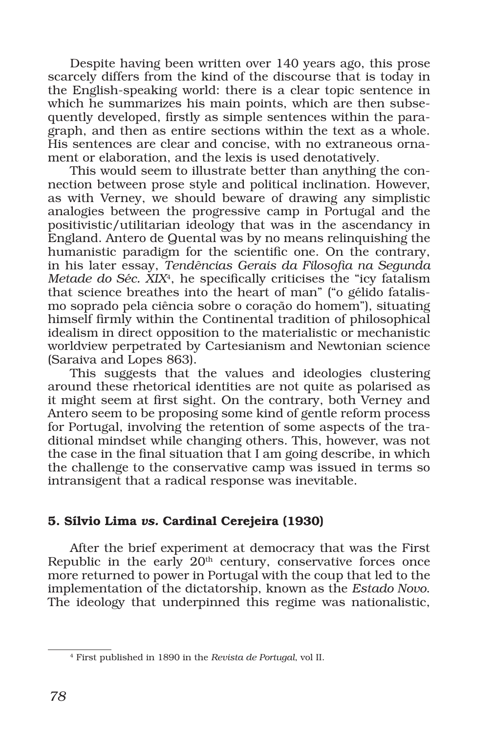Despite having been written over 140 years ago, this prose scarcely differs from the kind of the discourse that is today in the English-speaking world: there is a clear topic sentence in which he summarizes his main points, which are then subsequently developed, firstly as simple sentences within the paragraph, and then as entire sections within the text as a whole. His sentences are clear and concise, with no extraneous ornament or elaboration, and the lexis is used denotatively.

This would seem to illustrate better than anything the connection between prose style and political inclination. However, as with Verney, we should beware of drawing any simplistic analogies between the progressive camp in Portugal and the positivistic/utilitarian ideology that was in the ascendancy in England. Antero de Quental was by no means relinquishing the humanistic paradigm for the scientific one. On the contrary, in his later essay, *Tendências Gerais da Filosofia na Segunda Metade do Séc. XIX*[4], he specifically criticises the "icy fatalism that science breathes into the heart of man" ("o gélido fatalismo soprado pela ciência sobre o coração do homem"), situating himself firmly within the Continental tradition of philosophical idealism in direct opposition to the materialistic or mechanistic worldview perpetrated by Cartesianism and Newtonian science (Saraiva and Lopes 863).

This suggests that the values and ideologies clustering around these rhetorical identities are not quite as polarised as it might seem at first sight. On the contrary, both Verney and Antero seem to be proposing some kind of gentle reform process for Portugal, involving the retention of some aspects of the traditional mindset while changing others. This, however, was not the case in the final situation that I am going describe, in which the challenge to the conservative camp was issued in terms so intransigent that a radical response was inevitable.

## 5. Sílvio Lima *vs.* Cardinal Cerejeira (1930)

After the brief experiment at democracy that was the First Republic in the early 20th century, conservative forces once more returned to power in Portugal with the coup that led to the implementation of the dictatorship, known as the *Estado Novo*. The ideology that underpinned this regime was nationalistic,

[4] First published in 1890 in the *Revista de Portugal*, vol II.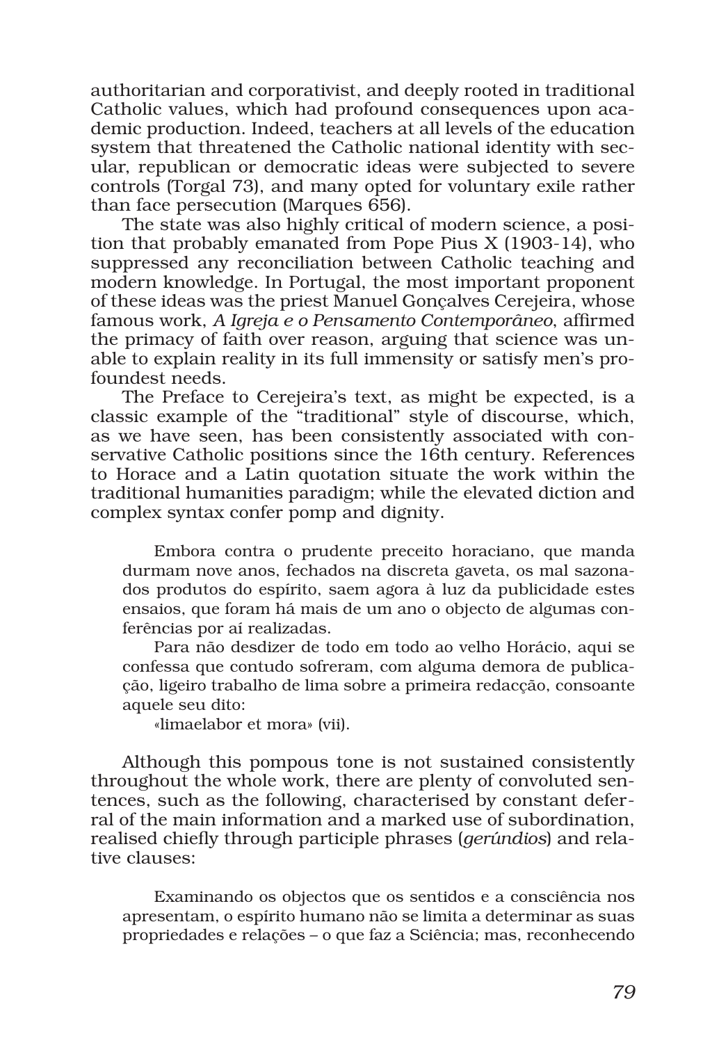authoritarian and corporativist, and deeply rooted in traditional Catholic values, which had profound consequences upon academic production. Indeed, teachers at all levels of the education system that threatened the Catholic national identity with secular, republican or democratic ideas were subjected to severe controls (Torgal 73), and many opted for voluntary exile rather than face persecution (Marques 656).

The state was also highly critical of modern science, a position that probably emanated from Pope Pius X (1903-14), who suppressed any reconciliation between Catholic teaching and modern knowledge. In Portugal, the most important proponent of these ideas was the priest Manuel Gonçalves Cerejeira, whose famous work, *A Igreja e o Pensamento Contemporâneo*, affirmed the primacy of faith over reason, arguing that science was unable to explain reality in its full immensity or satisfy men's profoundest needs.

The Preface to Cerejeira's text, as might be expected, is a classic example of the "traditional" style of discourse, which, as we have seen, has been consistently associated with conservative Catholic positions since the 16th century. References to Horace and a Latin quotation situate the work within the traditional humanities paradigm; while the elevated diction and complex syntax confer pomp and dignity.

> Embora contra o prudente preceito horaciano, que manda durmam nove anos, fechados na discreta gaveta, os mal sazonados produtos do espírito, saem agora à luz da publicidade estes ensaios, que foram há mais de um ano o objecto de algumas conferências por aí realizadas.
>
> Para não desdizer de todo em todo ao velho Horácio, aqui se confessa que contudo sofreram, com alguma demora de publicação, ligeiro trabalho de lima sobre a primeira redacção, consoante aquele seu dito:
>
> «limaelabor et mora» (vii).

Although this pompous tone is not sustained consistently throughout the whole work, there are plenty of convoluted sentences, such as the following, characterised by constant deferral of the main information and a marked use of subordination, realised chiefly through participle phrases (*gerúndios*) and relative clauses:

> Examinando os objectos que os sentidos e a consciência nos apresentam, o espírito humano não se limita a determinar as suas propriedades e relações – o que faz a Sciência; mas, reconhecendo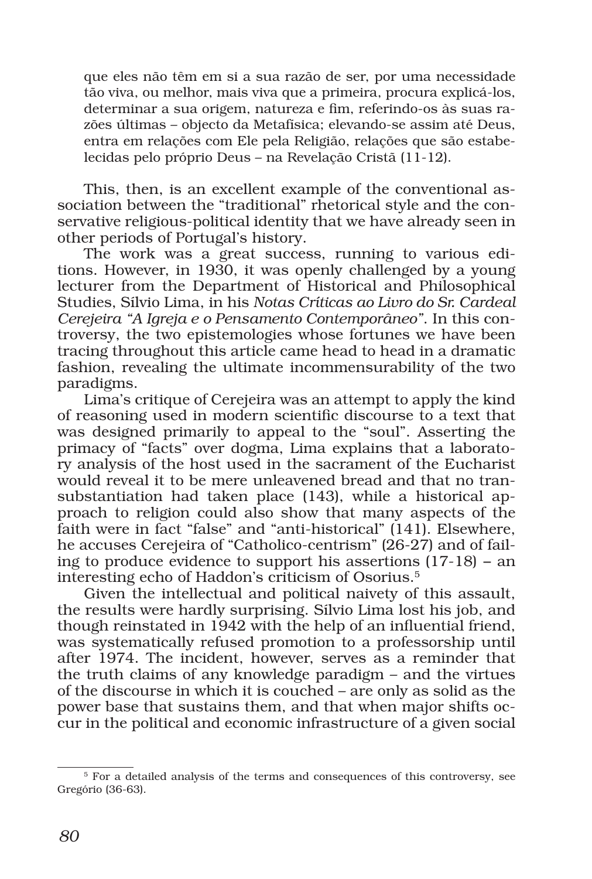> que eles não têm em si a sua razão de ser, por uma necessidade tão viva, ou melhor, mais viva que a primeira, procura explicá-los, determinar a sua origem, natureza e fim, referindo-os às suas razões últimas – objecto da Metafísica; elevando-se assim até Deus, entra em relações com Ele pela Religião, relações que são estabelecidas pelo próprio Deus – na Revelação Cristã (11-12).

This, then, is an excellent example of the conventional association between the "traditional" rhetorical style and the conservative religious-political identity that we have already seen in other periods of Portugal's history.

The work was a great success, running to various editions. However, in 1930, it was openly challenged by a young lecturer from the Department of Historical and Philosophical Studies, Sílvio Lima, in his *Notas Críticas ao Livro do Sr. Cardeal Cerejeira "A Igreja e o Pensamento Contemporâneo"*. In this controversy, the two epistemologies whose fortunes we have been tracing throughout this article came head to head in a dramatic fashion, revealing the ultimate incommensurability of the two paradigms.

Lima's critique of Cerejeira was an attempt to apply the kind of reasoning used in modern scientific discourse to a text that was designed primarily to appeal to the "soul". Asserting the primacy of "facts" over dogma, Lima explains that a laboratory analysis of the host used in the sacrament of the Eucharist would reveal it to be mere unleavened bread and that no transubstantiation had taken place (143), while a historical approach to religion could also show that many aspects of the faith were in fact "false" and "anti-historical" (141). Elsewhere, he accuses Cerejeira of "Catholico-centrism" (26-27) and of failing to produce evidence to support his assertions (17-18) – an interesting echo of Haddon's criticism of Osorius.[5]

Given the intellectual and political naivety of this assault, the results were hardly surprising. Sílvio Lima lost his job, and though reinstated in 1942 with the help of an influential friend, was systematically refused promotion to a professorship until after 1974. The incident, however, serves as a reminder that the truth claims of any knowledge paradigm – and the virtues of the discourse in which it is couched – are only as solid as the power base that sustains them, and that when major shifts occur in the political and economic infrastructure of a given social

---

[5] For a detailed analysis of the terms and consequences of this controversy, see Gregório (36-63).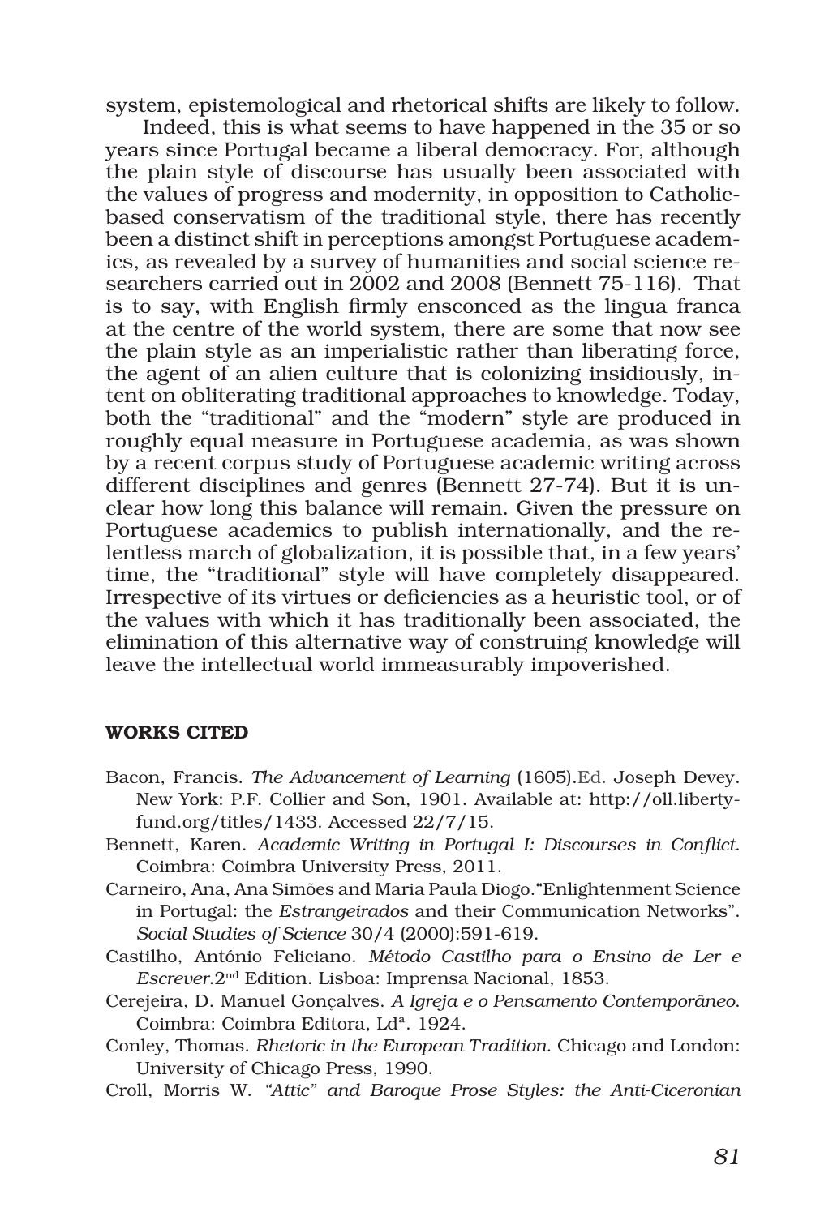system, epistemological and rhetorical shifts are likely to follow.

Indeed, this is what seems to have happened in the 35 or so years since Portugal became a liberal democracy. For, although the plain style of discourse has usually been associated with the values of progress and modernity, in opposition to Catholic-based conservatism of the traditional style, there has recently been a distinct shift in perceptions amongst Portuguese academics, as revealed by a survey of humanities and social science researchers carried out in 2002 and 2008 (Bennett 75-116). That is to say, with English firmly ensconced as the lingua franca at the centre of the world system, there are some that now see the plain style as an imperialistic rather than liberating force, the agent of an alien culture that is colonizing insidiously, intent on obliterating traditional approaches to knowledge. Today, both the "traditional" and the "modern" style are produced in roughly equal measure in Portuguese academia, as was shown by a recent corpus study of Portuguese academic writing across different disciplines and genres (Bennett 27-74). But it is unclear how long this balance will remain. Given the pressure on Portuguese academics to publish internationally, and the relentless march of globalization, it is possible that, in a few years' time, the "traditional" style will have completely disappeared. Irrespective of its virtues or deficiencies as a heuristic tool, or of the values with which it has traditionally been associated, the elimination of this alternative way of construing knowledge will leave the intellectual world immeasurably impoverished.

## WORKS CITED

Bacon, Francis. *The Advancement of Learning* (1605).Ed. Joseph Devey. New York: P.F. Collier and Son, 1901. Available at: http://oll.libertyfund.org/titles/1433. Accessed 22/7/15.

Bennett, Karen. *Academic Writing in Portugal I: Discourses in Conflict*. Coimbra: Coimbra University Press, 2011.

Carneiro, Ana, Ana Simões and Maria Paula Diogo."Enlightenment Science in Portugal: the *Estrangeirados* and their Communication Networks". *Social Studies of Science* 30/4 (2000):591-619.

Castilho, António Feliciano. *Método Castilho para o Ensino de Ler e Escrever*.2nd Edition. Lisboa: Imprensa Nacional, 1853.

Cerejeira, D. Manuel Gonçalves. *A Igreja e o Pensamento Contemporâneo*. Coimbra: Coimbra Editora, Ldª. 1924.

Conley, Thomas. *Rhetoric in the European Tradition*. Chicago and London: University of Chicago Press, 1990.

Croll, Morris W. *"Attic" and Baroque Prose Styles: the Anti-Ciceronian*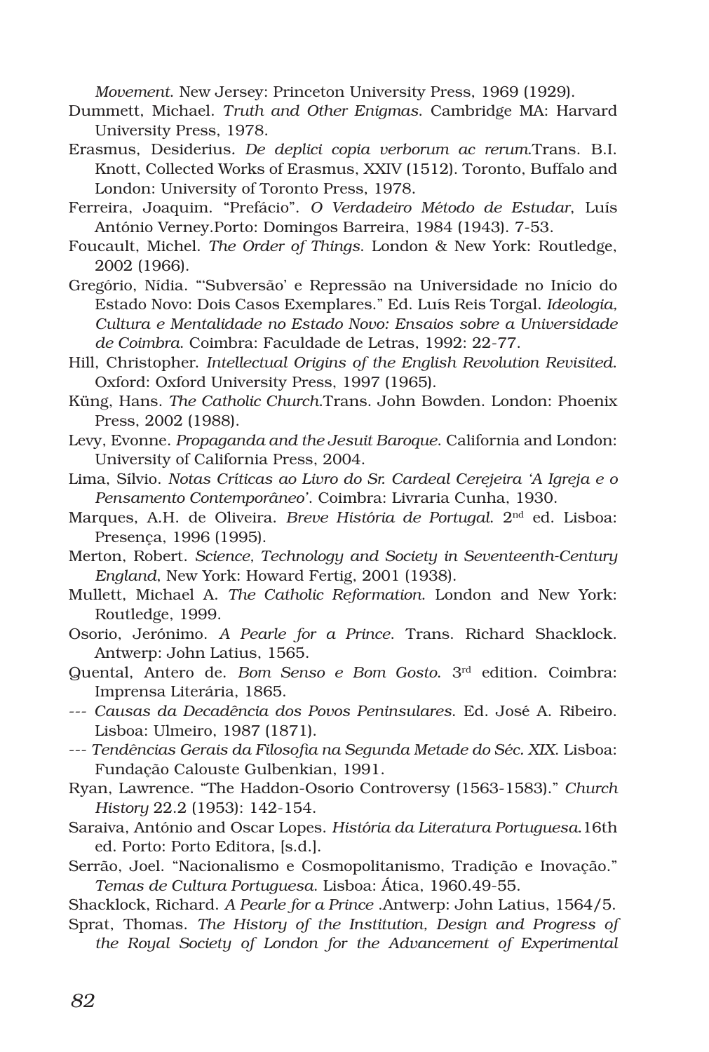*Movement*. New Jersey: Princeton University Press, 1969 (1929).

Dummett, Michael. *Truth and Other Enigmas*. Cambridge MA: Harvard University Press, 1978.

Erasmus, Desiderius. *De deplici copia verborum ac rerum*.Trans. B.I. Knott, Collected Works of Erasmus, XXIV (1512). Toronto, Buffalo and London: University of Toronto Press, 1978.

Ferreira, Joaquim. "Prefácio". *O Verdadeiro Método de Estudar*, Luís António Verney.Porto: Domingos Barreira, 1984 (1943). 7-53.

Foucault, Michel. *The Order of Things*. London & New York: Routledge, 2002 (1966).

Gregório, Nídia. "'Subversão' e Repressão na Universidade no Início do Estado Novo: Dois Casos Exemplares." Ed. Luís Reis Torgal. *Ideologia, Cultura e Mentalidade no Estado Novo: Ensaios sobre a Universidade de Coimbra*. Coimbra: Faculdade de Letras, 1992: 22-77.

Hill, Christopher. *Intellectual Origins of the English Revolution Revisited*. Oxford: Oxford University Press, 1997 (1965).

Küng, Hans. *The Catholic Church*.Trans. John Bowden. London: Phoenix Press, 2002 (1988).

Levy, Evonne. *Propaganda and the Jesuit Baroque*. California and London: University of California Press, 2004.

Lima, Sílvio. *Notas Críticas ao Livro do Sr. Cardeal Cerejeira 'A Igreja e o Pensamento Contemporâneo'*. Coimbra: Livraria Cunha, 1930.

Marques, A.H. de Oliveira. *Breve História de Portugal*. 2nd ed. Lisboa: Presença, 1996 (1995).

Merton, Robert. *Science, Technology and Society in Seventeenth-Century England*, New York: Howard Fertig, 2001 (1938).

Mullett, Michael A. *The Catholic Reformation*. London and New York: Routledge, 1999.

Osorio, Jerónimo. *A Pearle for a Prince*. Trans. Richard Shacklock. Antwerp: John Latius, 1565.

Quental, Antero de. *Bom Senso e Bom Gosto*. 3rd edition. Coimbra: Imprensa Literária, 1865.

--- *Causas da Decadência dos Povos Peninsulares*. Ed. José A. Ribeiro. Lisboa: Ulmeiro, 1987 (1871).

--- *Tendências Gerais da Filosofia na Segunda Metade do Séc. XIX*. Lisboa: Fundação Calouste Gulbenkian, 1991.

Ryan, Lawrence. "The Haddon-Osorio Controversy (1563-1583)." *Church History* 22.2 (1953): 142-154.

Saraiva, António and Oscar Lopes. *História da Literatura Portuguesa*.16th ed. Porto: Porto Editora, [s.d.].

Serrão, Joel. "Nacionalismo e Cosmopolitanismo, Tradição e Inovação." *Temas de Cultura Portuguesa*. Lisboa: Ática, 1960.49-55.

Shacklock, Richard. *A Pearle for a Prince* .Antwerp: John Latius, 1564/5.

Sprat, Thomas. *The History of the Institution, Design and Progress of the Royal Society of London for the Advancement of Experimental*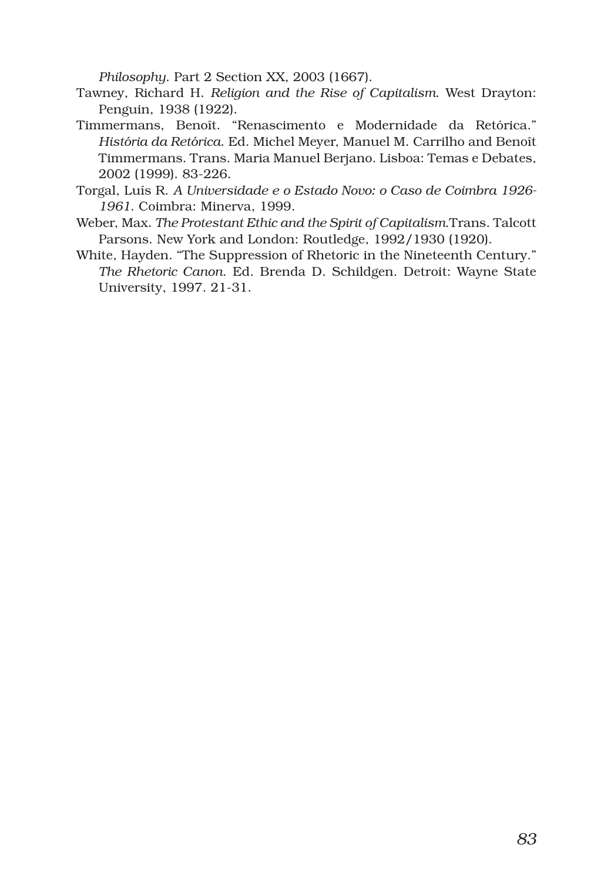*Philosophy*. Part 2 Section XX, 2003 (1667).

Tawney, Richard H. *Religion and the Rise of Capitalism*. West Drayton: Penguin, 1938 (1922).

Timmermans, Benoît. "Renascimento e Modernidade da Retórica." *História da Retórica*. Ed. Michel Meyer, Manuel M. Carrilho and Benoît Timmermans. Trans. Maria Manuel Berjano. Lisboa: Temas e Debates, 2002 (1999). 83-226.

Torgal, Luís R. *A Universidade e o Estado Novo: o Caso de Coimbra 1926-1961*. Coimbra: Minerva, 1999.

Weber, Max. *The Protestant Ethic and the Spirit of Capitalism*.Trans. Talcott Parsons. New York and London: Routledge, 1992/1930 (1920).

White, Hayden. "The Suppression of Rhetoric in the Nineteenth Century." *The Rhetoric Canon*. Ed. Brenda D. Schildgen. Detroit: Wayne State University, 1997. 21-31.